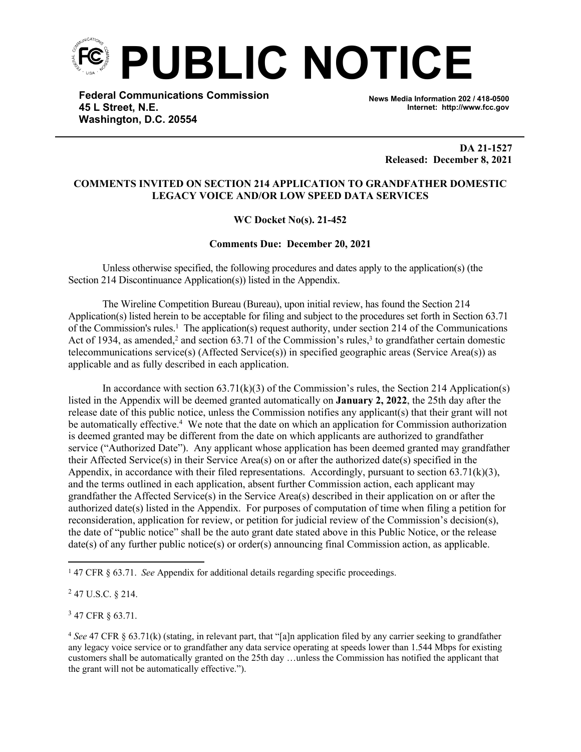# PUBLIC NOTICE

**Federal Communications Commission**
**45 L Street, N.E.**
**Washington, D.C. 20554**

**News Media Information 202 / 418-0500**
**Internet: http://www.fcc.gov**

**DA 21-1527**
**Released: December 8, 2021**

**COMMENTS INVITED ON SECTION 214 APPLICATION TO GRANDFATHER DOMESTIC LEGACY VOICE AND/OR LOW SPEED DATA SERVICES**

**WC Docket No(s). 21-452**

**Comments Due: December 20, 2021**

Unless otherwise specified, the following procedures and dates apply to the application(s) (the Section 214 Discontinuance Application(s)) listed in the Appendix.

The Wireline Competition Bureau (Bureau), upon initial review, has found the Section 214 Application(s) listed herein to be acceptable for filing and subject to the procedures set forth in Section 63.71 of the Commission's rules.[1] The application(s) request authority, under section 214 of the Communications Act of 1934, as amended,[2] and section 63.71 of the Commission's rules,[3] to grandfather certain domestic telecommunications service(s) (Affected Service(s)) in specified geographic areas (Service Area(s)) as applicable and as fully described in each application.

In accordance with section 63.71(k)(3) of the Commission's rules, the Section 214 Application(s) listed in the Appendix will be deemed granted automatically on **January 2, 2022**, the 25th day after the release date of this public notice, unless the Commission notifies any applicant(s) that their grant will not be automatically effective.[4] We note that the date on which an application for Commission authorization is deemed granted may be different from the date on which applicants are authorized to grandfather service ("Authorized Date"). Any applicant whose application has been deemed granted may grandfather their Affected Service(s) in their Service Area(s) on or after the authorized date(s) specified in the Appendix, in accordance with their filed representations. Accordingly, pursuant to section 63.71(k)(3), and the terms outlined in each application, absent further Commission action, each applicant may grandfather the Affected Service(s) in the Service Area(s) described in their application on or after the authorized date(s) listed in the Appendix. For purposes of computation of time when filing a petition for reconsideration, application for review, or petition for judicial review of the Commission's decision(s), the date of "public notice" shall be the auto grant date stated above in this Public Notice, or the release date(s) of any further public notice(s) or order(s) announcing final Commission action, as applicable.

---

[1] 47 CFR § 63.71. *See* Appendix for additional details regarding specific proceedings.

[2] 47 U.S.C. § 214.

[3] 47 CFR § 63.71.

[4] *See* 47 CFR § 63.71(k) (stating, in relevant part, that "[a]n application filed by any carrier seeking to grandfather any legacy voice service or to grandfather any data service operating at speeds lower than 1.544 Mbps for existing customers shall be automatically granted on the 25th day …unless the Commission has notified the applicant that the grant will not be automatically effective.").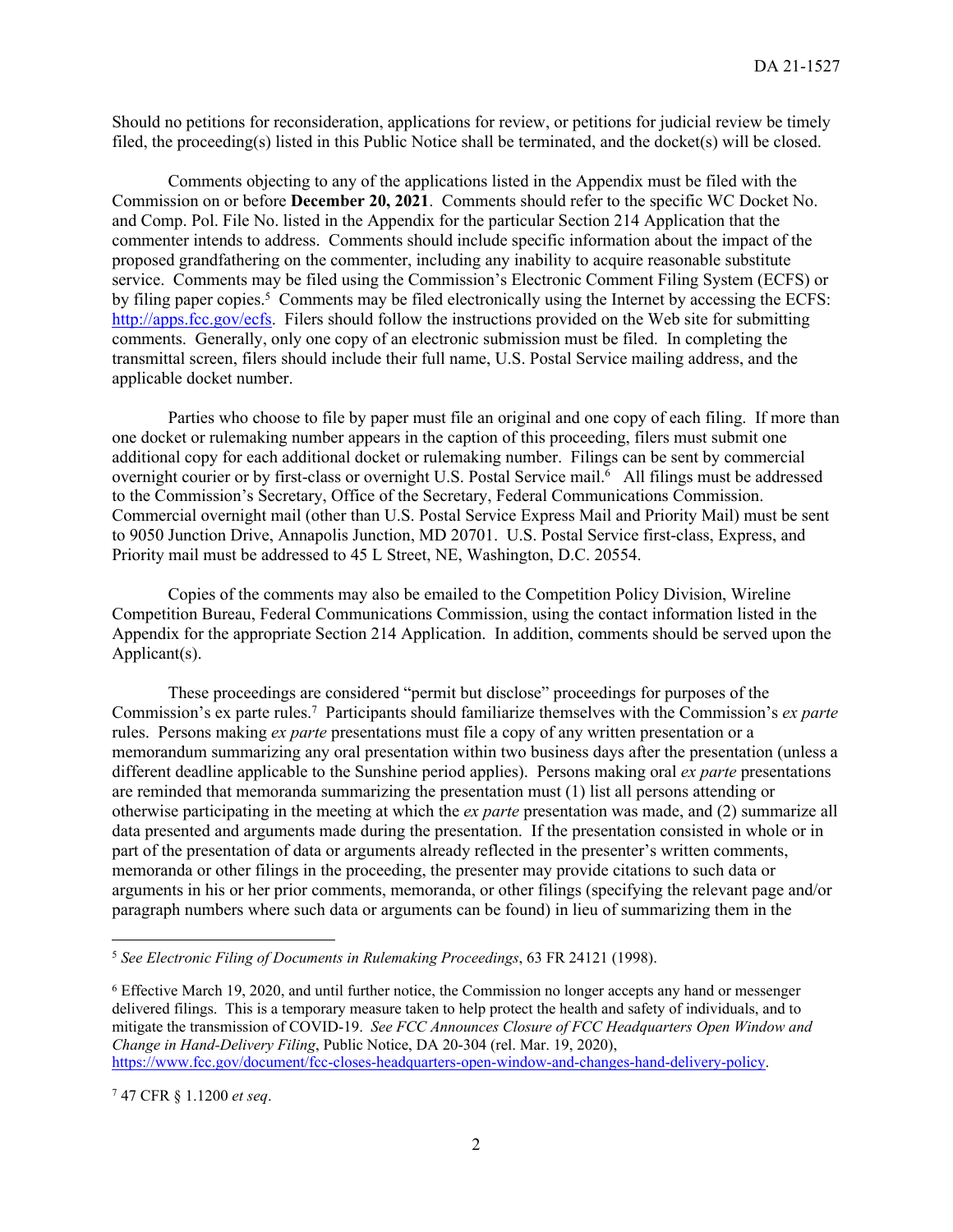Should no petitions for reconsideration, applications for review, or petitions for judicial review be timely filed, the proceeding(s) listed in this Public Notice shall be terminated, and the docket(s) will be closed.

Comments objecting to any of the applications listed in the Appendix must be filed with the Commission on or before **December 20, 2021**. Comments should refer to the specific WC Docket No. and Comp. Pol. File No. listed in the Appendix for the particular Section 214 Application that the commenter intends to address. Comments should include specific information about the impact of the proposed grandfathering on the commenter, including any inability to acquire reasonable substitute service. Comments may be filed using the Commission's Electronic Comment Filing System (ECFS) or by filing paper copies.[5] Comments may be filed electronically using the Internet by accessing the ECFS: http://apps.fcc.gov/ecfs. Filers should follow the instructions provided on the Web site for submitting comments. Generally, only one copy of an electronic submission must be filed. In completing the transmittal screen, filers should include their full name, U.S. Postal Service mailing address, and the applicable docket number.

Parties who choose to file by paper must file an original and one copy of each filing. If more than one docket or rulemaking number appears in the caption of this proceeding, filers must submit one additional copy for each additional docket or rulemaking number. Filings can be sent by commercial overnight courier or by first-class or overnight U.S. Postal Service mail.[6] All filings must be addressed to the Commission's Secretary, Office of the Secretary, Federal Communications Commission. Commercial overnight mail (other than U.S. Postal Service Express Mail and Priority Mail) must be sent to 9050 Junction Drive, Annapolis Junction, MD 20701. U.S. Postal Service first-class, Express, and Priority mail must be addressed to 45 L Street, NE, Washington, D.C. 20554.

Copies of the comments may also be emailed to the Competition Policy Division, Wireline Competition Bureau, Federal Communications Commission, using the contact information listed in the Appendix for the appropriate Section 214 Application. In addition, comments should be served upon the Applicant(s).

These proceedings are considered "permit but disclose" proceedings for purposes of the Commission's ex parte rules.[7] Participants should familiarize themselves with the Commission's *ex parte* rules. Persons making *ex parte* presentations must file a copy of any written presentation or a memorandum summarizing any oral presentation within two business days after the presentation (unless a different deadline applicable to the Sunshine period applies). Persons making oral *ex parte* presentations are reminded that memoranda summarizing the presentation must (1) list all persons attending or otherwise participating in the meeting at which the *ex parte* presentation was made, and (2) summarize all data presented and arguments made during the presentation. If the presentation consisted in whole or in part of the presentation of data or arguments already reflected in the presenter's written comments, memoranda or other filings in the proceeding, the presenter may provide citations to such data or arguments in his or her prior comments, memoranda, or other filings (specifying the relevant page and/or paragraph numbers where such data or arguments can be found) in lieu of summarizing them in the

---

[5] *See Electronic Filing of Documents in Rulemaking Proceedings*, 63 FR 24121 (1998).

[6] Effective March 19, 2020, and until further notice, the Commission no longer accepts any hand or messenger delivered filings. This is a temporary measure taken to help protect the health and safety of individuals, and to mitigate the transmission of COVID-19. *See FCC Announces Closure of FCC Headquarters Open Window and Change in Hand-Delivery Filing*, Public Notice, DA 20-304 (rel. Mar. 19, 2020), https://www.fcc.gov/document/fcc-closes-headquarters-open-window-and-changes-hand-delivery-policy.

[7] 47 CFR § 1.1200 *et seq*.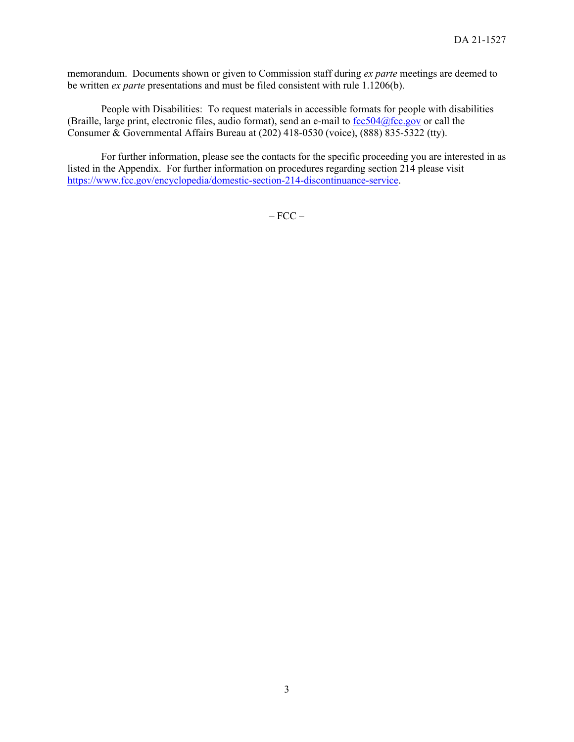memorandum. Documents shown or given to Commission staff during *ex parte* meetings are deemed to be written *ex parte* presentations and must be filed consistent with rule 1.1206(b).

People with Disabilities: To request materials in accessible formats for people with disabilities (Braille, large print, electronic files, audio format), send an e-mail to fcc504@fcc.gov or call the Consumer & Governmental Affairs Bureau at (202) 418-0530 (voice), (888) 835-5322 (tty).

For further information, please see the contacts for the specific proceeding you are interested in as listed in the Appendix. For further information on procedures regarding section 214 please visit https://www.fcc.gov/encyclopedia/domestic-section-214-discontinuance-service.

– FCC –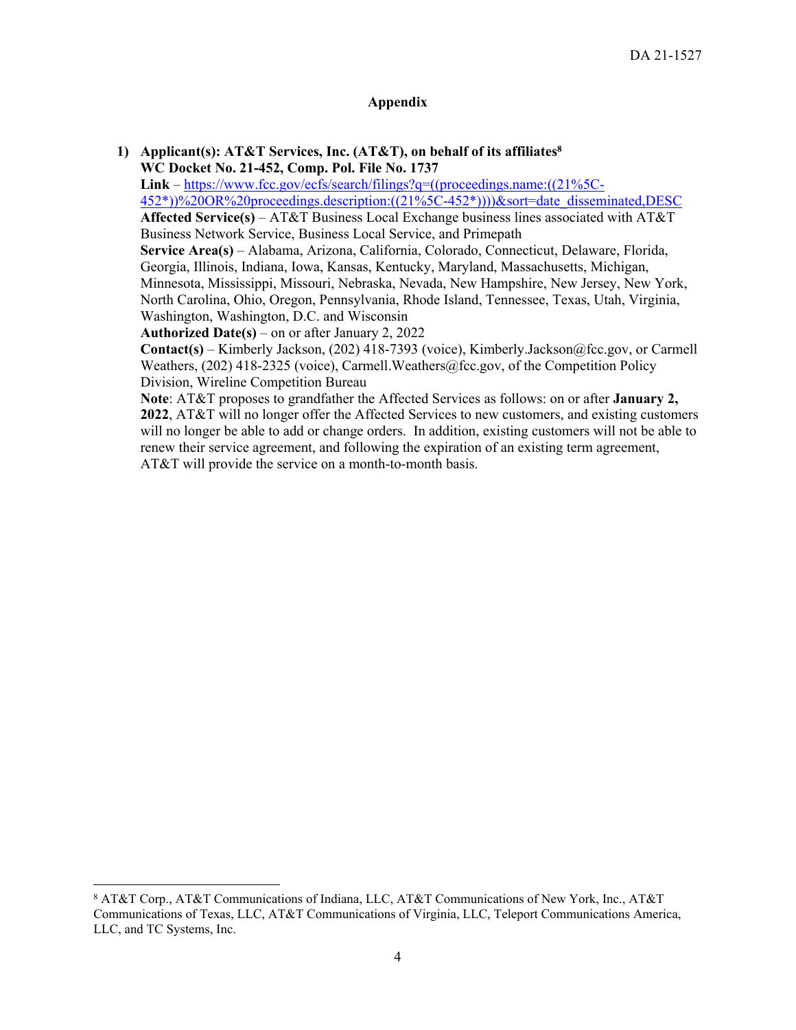## Appendix

1) **Applicant(s): AT&T Services, Inc. (AT&T), on behalf of its affiliates[8]**
   **WC Docket No. 21-452, Comp. Pol. File No. 1737**
   **Link** – https://www.fcc.gov/ecfs/search/filings?q=((proceedings.name:((21%5C-452*))%20OR%20proceedings.description:((21%5C-452*))))&sort=date_disseminated,DESC
   **Affected Service(s)** – AT&T Business Local Exchange business lines associated with AT&T Business Network Service, Business Local Service, and Primepath
   **Service Area(s)** – Alabama, Arizona, California, Colorado, Connecticut, Delaware, Florida, Georgia, Illinois, Indiana, Iowa, Kansas, Kentucky, Maryland, Massachusetts, Michigan, Minnesota, Mississippi, Missouri, Nebraska, Nevada, New Hampshire, New Jersey, New York, North Carolina, Ohio, Oregon, Pennsylvania, Rhode Island, Tennessee, Texas, Utah, Virginia, Washington, Washington, D.C. and Wisconsin
   **Authorized Date(s)** – on or after January 2, 2022
   **Contact(s)** – Kimberly Jackson, (202) 418-7393 (voice), Kimberly.Jackson@fcc.gov, or Carmell Weathers, (202) 418-2325 (voice), Carmell.Weathers@fcc.gov, of the Competition Policy Division, Wireline Competition Bureau
   **Note**: AT&T proposes to grandfather the Affected Services as follows: on or after **January 2, 2022**, AT&T will no longer offer the Affected Services to new customers, and existing customers will no longer be able to add or change orders. In addition, existing customers will not be able to renew their service agreement, and following the expiration of an existing term agreement, AT&T will provide the service on a month-to-month basis.

[8] AT&T Corp., AT&T Communications of Indiana, LLC, AT&T Communications of New York, Inc., AT&T Communications of Texas, LLC, AT&T Communications of Virginia, LLC, Teleport Communications America, LLC, and TC Systems, Inc.